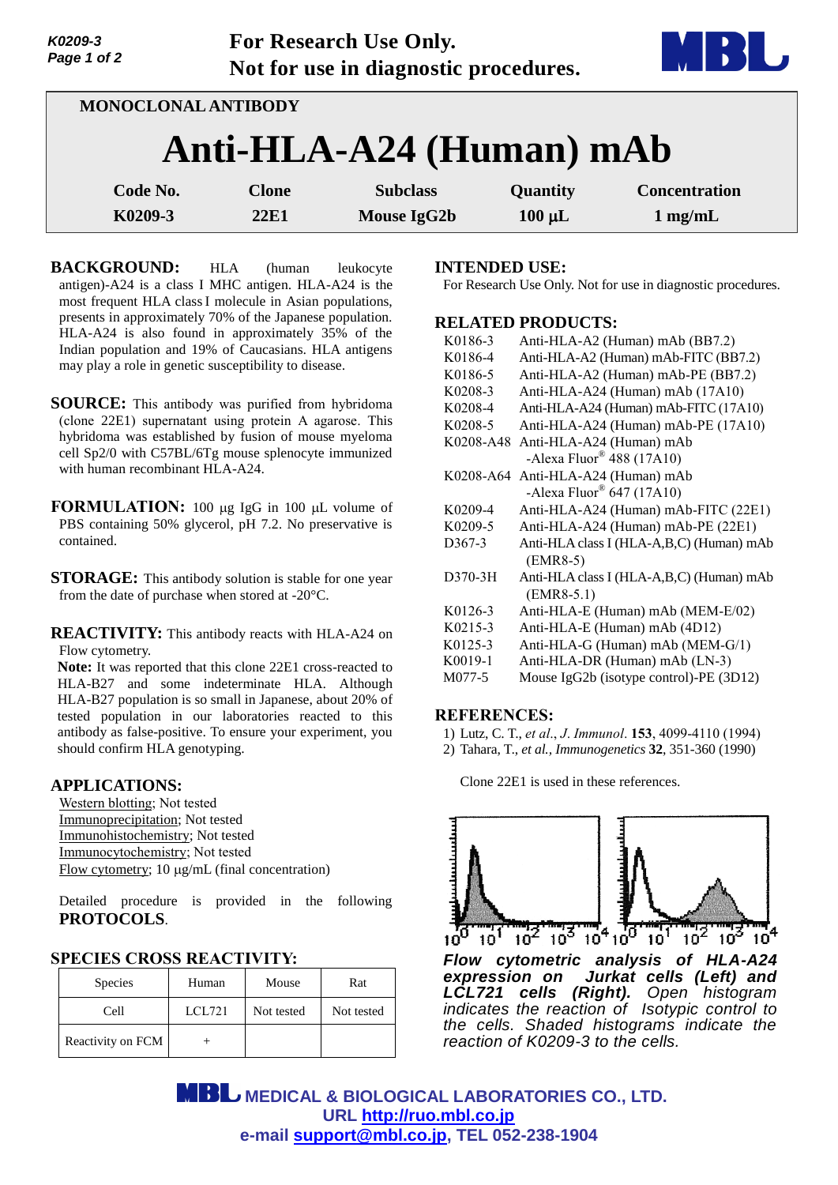For Research Use Only.
Not for use in diagnostic procedures.

MONOCLONAL ANTIBODY

# Anti-HLA-A24 (Human) mAb

| Code No. | Clone | Subclass | Quantity | Concentration |
|---|---|---|---|---|
| K0209-3 | 22E1 | Mouse IgG2b | 100 µL | 1 mg/mL |

**BACKGROUND:** HLA (human leukocyte antigen)-A24 is a class I MHC antigen. HLA-A24 is the most frequent HLA class I molecule in Asian populations, presents in approximately 70% of the Japanese population. HLA-A24 is also found in approximately 35% of the Indian population and 19% of Caucasians. HLA antigens may play a role in genetic susceptibility to disease.

**SOURCE:** This antibody was purified from hybridoma (clone 22E1) supernatant using protein A agarose. This hybridoma was established by fusion of mouse myeloma cell Sp2/0 with C57BL/6Tg mouse splenocyte immunized with human recombinant HLA-A24.

**FORMULATION:** 100 µg IgG in 100 µL volume of PBS containing 50% glycerol, pH 7.2. No preservative is contained.

**STORAGE:** This antibody solution is stable for one year from the date of purchase when stored at -20°C.

**REACTIVITY:** This antibody reacts with HLA-A24 on Flow cytometry.

**Note:** It was reported that this clone 22E1 cross-reacted to HLA-B27 and some indeterminate HLA. Although HLA-B27 population is so small in Japanese, about 20% of tested population in our laboratories reacted to this antibody as false-positive. To ensure your experiment, you should confirm HLA genotyping.

**APPLICATIONS:**

Western blotting; Not tested
Immunoprecipitation; Not tested
Immunohistochemistry; Not tested
Immunocytochemistry; Not tested
Flow cytometry; 10 µg/mL (final concentration)

Detailed procedure is provided in the following **PROTOCOLS**.

**SPECIES CROSS REACTIVITY:**

| Species | Human | Mouse | Rat |
|---|---|---|---|
| Cell | LCL721 | Not tested | Not tested |
| Reactivity on FCM | + | | |

**INTENDED USE:**

For Research Use Only. Not for use in diagnostic procedures.

**RELATED PRODUCTS:**

| | |
|---|---|
| K0186-3 | Anti-HLA-A2 (Human) mAb (BB7.2) |
| K0186-4 | Anti-HLA-A2 (Human) mAb-FITC (BB7.2) |
| K0186-5 | Anti-HLA-A2 (Human) mAb-PE (BB7.2) |
| K0208-3 | Anti-HLA-A24 (Human) mAb (17A10) |
| K0208-4 | Anti-HLA-A24 (Human) mAb-FITC (17A10) |
| K0208-5 | Anti-HLA-A24 (Human) mAb-PE (17A10) |
| K0208-A48 | Anti-HLA-A24 (Human) mAb -Alexa Fluor® 488 (17A10) |
| K0208-A64 | Anti-HLA-A24 (Human) mAb -Alexa Fluor® 647 (17A10) |
| K0209-4 | Anti-HLA-A24 (Human) mAb-FITC (22E1) |
| K0209-5 | Anti-HLA-A24 (Human) mAb-PE (22E1) |
| D367-3 | Anti-HLA class I (HLA-A,B,C) (Human) mAb (EMR8-5) |
| D370-3H | Anti-HLA class I (HLA-A,B,C) (Human) mAb (EMR8-5.1) |
| K0126-3 | Anti-HLA-E (Human) mAb (MEM-E/02) |
| K0215-3 | Anti-HLA-E (Human) mAb (4D12) |
| K0125-3 | Anti-HLA-G (Human) mAb (MEM-G/1) |
| K0019-1 | Anti-HLA-DR (Human) mAb (LN-3) |
| M077-5 | Mouse IgG2b (isotype control)-PE (3D12) |

**REFERENCES:**

1) Lutz, C. T., *et al*., *J. Immunol*. **153**, 4099-4110 (1994)
2) Tahara, T., *et al.*, *Immunogenetics* **32**, 351-360 (1990)

Clone 22E1 is used in these references.

*Flow cytometric analysis of HLA-A24 expression on Jurkat cells (Left) and LCL721 cells (Right). Open histogram indicates the reaction of Isotypic control to the cells. Shaded histograms indicate the reaction of K0209-3 to the cells.*

MEDICAL & BIOLOGICAL LABORATORIES CO., LTD.
URL http://ruo.mbl.co.jp
e-mail support@mbl.co.jp, TEL 052-238-1904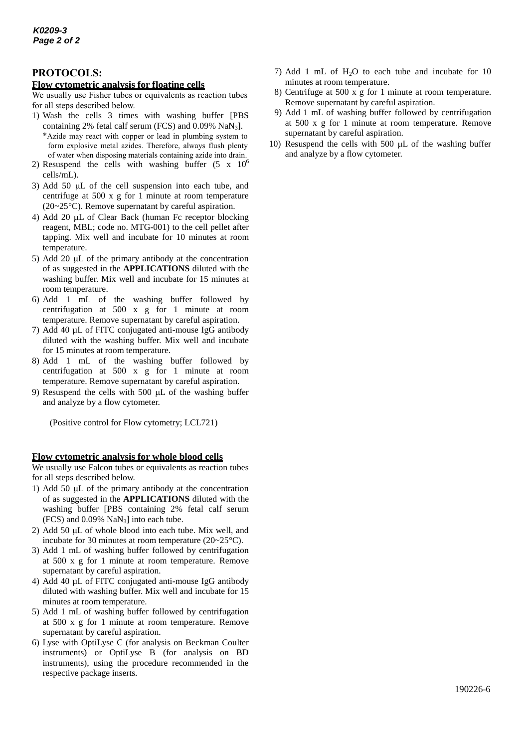## PROTOCOLS:

### Flow cytometric analysis for floating cells

We usually use Fisher tubes or equivalents as reaction tubes for all steps described below.

1) Wash the cells 3 times with washing buffer [PBS containing 2% fetal calf serum (FCS) and 0.09% $NaN_3$].
   *Azide may react with copper or lead in plumbing system to form explosive metal azides. Therefore, always flush plenty of water when disposing materials containing azide into drain.
2) Resuspend the cells with washing buffer ($5 \times 10^6$ cells/mL).
3) Add 50 μL of the cell suspension into each tube, and centrifuge at 500 x g for 1 minute at room temperature (20~25°C). Remove supernatant by careful aspiration.
4) Add 20 μL of Clear Back (human Fc receptor blocking reagent, MBL; code no. MTG-001) to the cell pellet after tapping. Mix well and incubate for 10 minutes at room temperature.
5) Add 20 μL of the primary antibody at the concentration of as suggested in the **APPLICATIONS** diluted with the washing buffer. Mix well and incubate for 15 minutes at room temperature.
6) Add 1 mL of the washing buffer followed by centrifugation at 500 x g for 1 minute at room temperature. Remove supernatant by careful aspiration.
7) Add 40 μL of FITC conjugated anti-mouse IgG antibody diluted with the washing buffer. Mix well and incubate for 15 minutes at room temperature.
8) Add 1 mL of the washing buffer followed by centrifugation at 500 x g for 1 minute at room temperature. Remove supernatant by careful aspiration.
9) Resuspend the cells with 500 μL of the washing buffer and analyze by a flow cytometer.

(Positive control for Flow cytometry; LCL721)

### Flow cytometric analysis for whole blood cells

We usually use Falcon tubes or equivalents as reaction tubes for all steps described below.

1) Add 50 μL of the primary antibody at the concentration of as suggested in the **APPLICATIONS** diluted with the washing buffer [PBS containing 2% fetal calf serum (FCS) and 0.09% $NaN_3$] into each tube.
2) Add 50 μL of whole blood into each tube. Mix well, and incubate for 30 minutes at room temperature (20~25°C).
3) Add 1 mL of washing buffer followed by centrifugation at 500 x g for 1 minute at room temperature. Remove supernatant by careful aspiration.
4) Add 40 μL of FITC conjugated anti-mouse IgG antibody diluted with washing buffer. Mix well and incubate for 15 minutes at room temperature.
5) Add 1 mL of washing buffer followed by centrifugation at 500 x g for 1 minute at room temperature. Remove supernatant by careful aspiration.
6) Lyse with OptiLyse C (for analysis on Beckman Coulter instruments) or OptiLyse B (for analysis on BD instruments), using the procedure recommended in the respective package inserts.
7) Add 1 mL of $H_2O$ to each tube and incubate for 10 minutes at room temperature.
8) Centrifuge at 500 x g for 1 minute at room temperature. Remove supernatant by careful aspiration.
9) Add 1 mL of washing buffer followed by centrifugation at 500 x g for 1 minute at room temperature. Remove supernatant by careful aspiration.
10) Resuspend the cells with 500 μL of the washing buffer and analyze by a flow cytometer.

190226-6